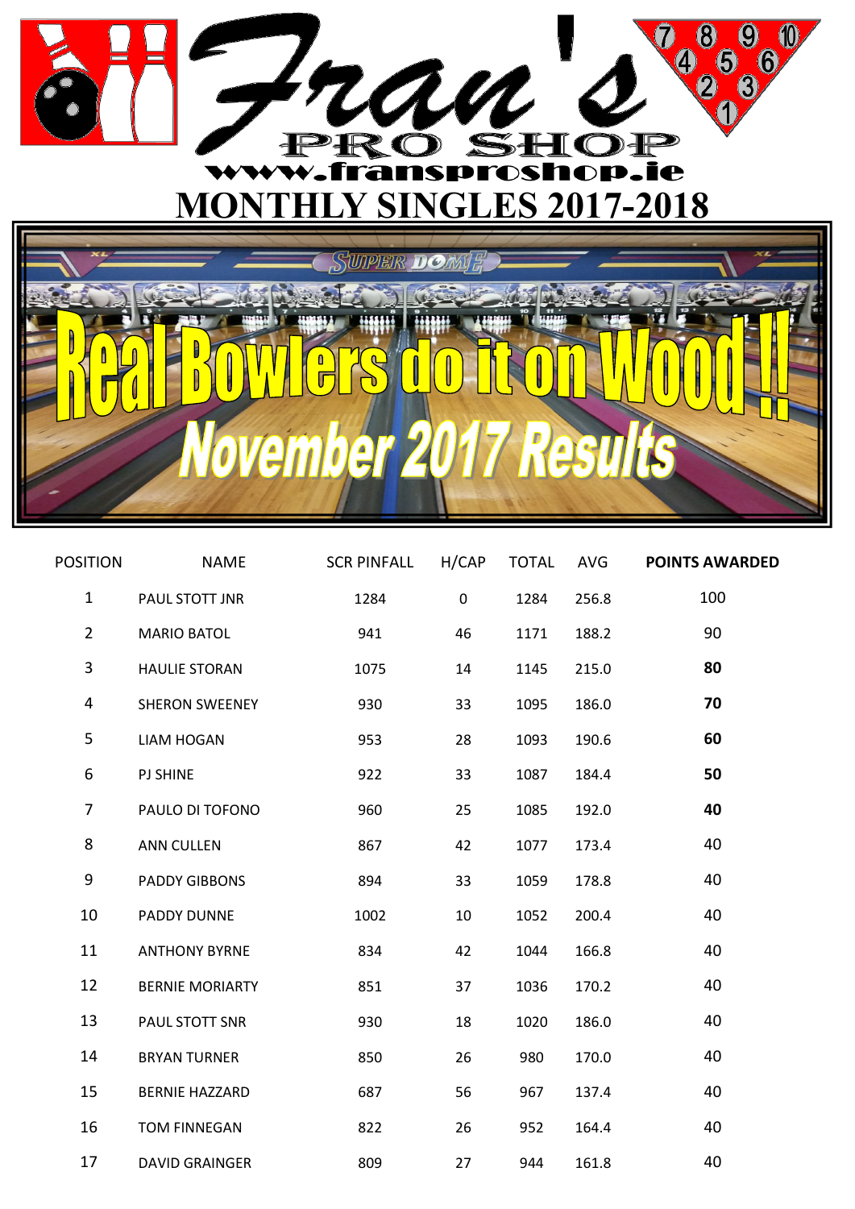# Fran's PRO SHOP

www.fransproshop.ie

## MONTHLY SINGLES 2017-2018

**Real Bowlers do it on Wood !!**

***November 2017 Results***

| POSITION | NAME | SCR PINFALL | H/CAP | TOTAL | AVG | POINTS AWARDED |
|---|---|---|---|---|---|---|
| 1 | PAUL STOTT JNR | 1284 | 0 | 1284 | 256.8 | 100 |
| 2 | MARIO BATOL | 941 | 46 | 1171 | 188.2 | 90 |
| 3 | HAULIE STORAN | 1075 | 14 | 1145 | 215.0 | **80** |
| 4 | SHERON SWEENEY | 930 | 33 | 1095 | 186.0 | **70** |
| 5 | LIAM HOGAN | 953 | 28 | 1093 | 190.6 | **60** |
| 6 | PJ SHINE | 922 | 33 | 1087 | 184.4 | **50** |
| 7 | PAULO DI TOFONO | 960 | 25 | 1085 | 192.0 | **40** |
| 8 | ANN CULLEN | 867 | 42 | 1077 | 173.4 | 40 |
| 9 | PADDY GIBBONS | 894 | 33 | 1059 | 178.8 | 40 |
| 10 | PADDY DUNNE | 1002 | 10 | 1052 | 200.4 | 40 |
| 11 | ANTHONY BYRNE | 834 | 42 | 1044 | 166.8 | 40 |
| 12 | BERNIE MORIARTY | 851 | 37 | 1036 | 170.2 | 40 |
| 13 | PAUL STOTT SNR | 930 | 18 | 1020 | 186.0 | 40 |
| 14 | BRYAN TURNER | 850 | 26 | 980 | 170.0 | 40 |
| 15 | BERNIE HAZZARD | 687 | 56 | 967 | 137.4 | 40 |
| 16 | TOM FINNEGAN | 822 | 26 | 952 | 164.4 | 40 |
| 17 | DAVID GRAINGER | 809 | 27 | 944 | 161.8 | 40 |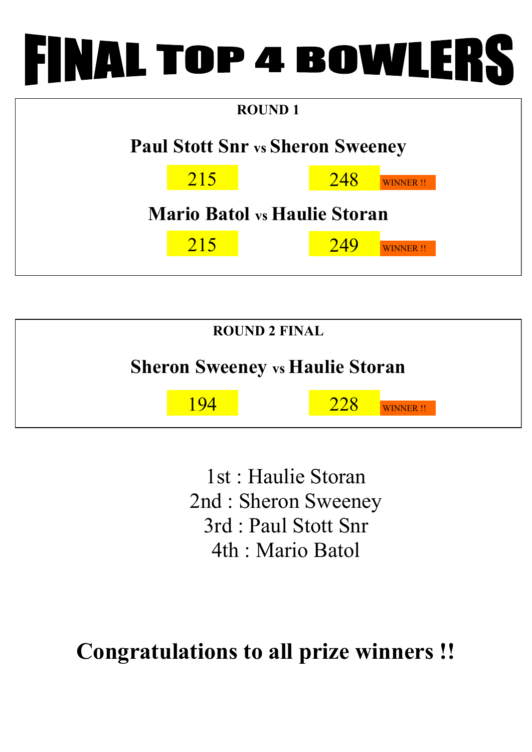# FINAL TOP 4 BOWLERS

**ROUND 1**

**Paul Stott Snr** vs **Sheron Sweeney**

215 — 248 WINNER !!

**Mario Batol** vs **Haulie Storan**

215 — 249 WINNER !!

**ROUND 2 FINAL**

**Sheron Sweeney** vs **Haulie Storan**

194 — 228 WINNER !!

1st : Haulie Storan
2nd : Sheron Sweeney
3rd : Paul Stott Snr
4th : Mario Batol

**Congratulations to all prize winners !!**